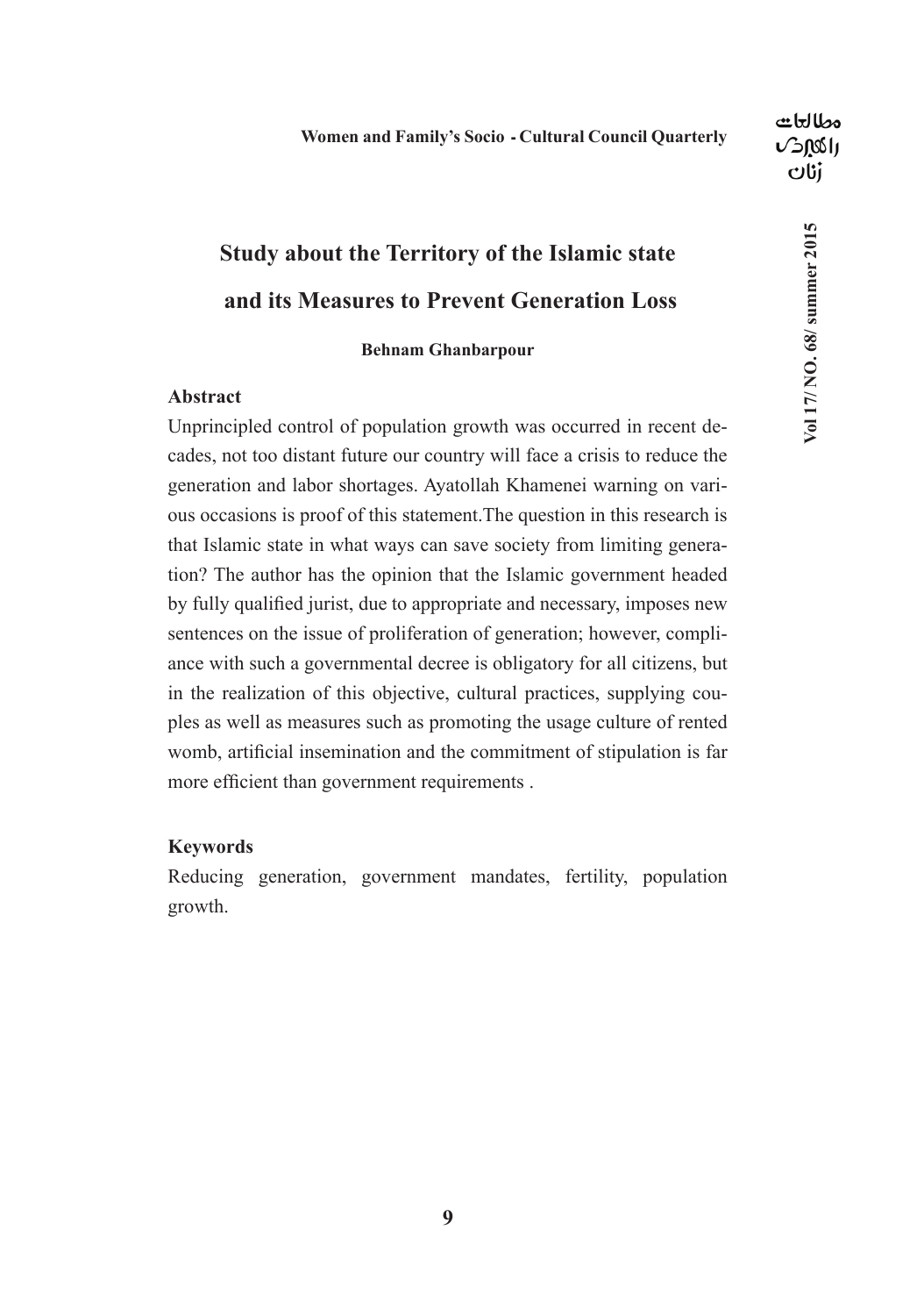# Study about the Territory of the Islamic state and its Measures to Prevent Generation Loss

**Behnam Ghanbarpour**

## Abstract

Unprincipled control of population growth was occurred in recent decades, not too distant future our country will face a crisis to reduce the generation and labor shortages. Ayatollah Khamenei warning on various occasions is proof of this statement.The question in this research is that Islamic state in what ways can save society from limiting generation? The author has the opinion that the Islamic government headed by fully qualified jurist, due to appropriate and necessary, imposes new sentences on the issue of proliferation of generation; however, compliance with such a governmental decree is obligatory for all citizens, but in the realization of this objective, cultural practices, supplying couples as well as measures such as promoting the usage culture of rented womb, artificial insemination and the commitment of stipulation is far more efficient than government requirements .

## Keywords

Reducing generation, government mandates, fertility, population growth.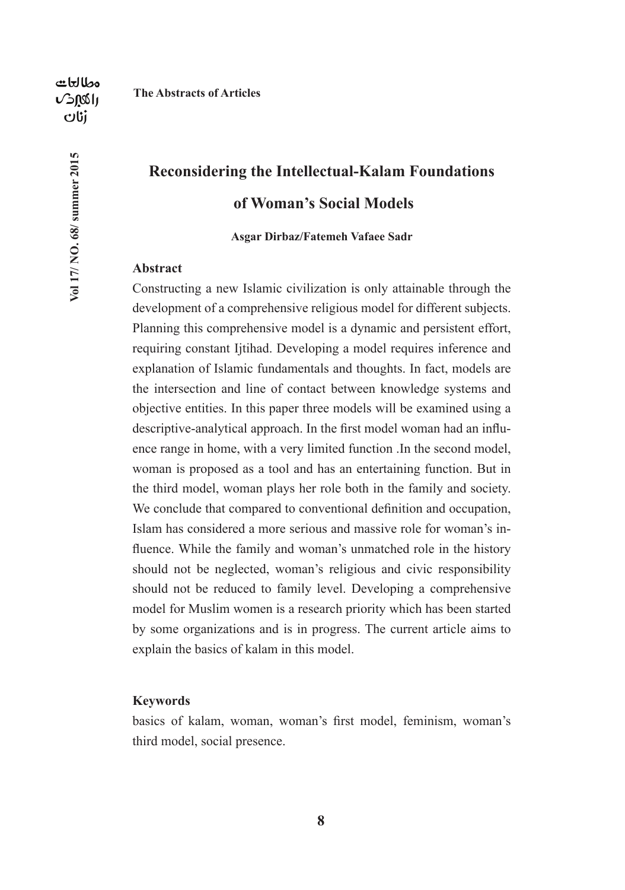# Reconsidering the Intellectual-Kalam Foundations of Woman's Social Models

**Asgar Dirbaz/Fatemeh Vafaee Sadr**

### Abstract

Constructing a new Islamic civilization is only attainable through the development of a comprehensive religious model for different subjects. Planning this comprehensive model is a dynamic and persistent effort, requiring constant Ijtihad. Developing a model requires inference and explanation of Islamic fundamentals and thoughts. In fact, models are the intersection and line of contact between knowledge systems and objective entities. In this paper three models will be examined using a descriptive-analytical approach. In the first model woman had an influence range in home, with a very limited function .In the second model, woman is proposed as a tool and has an entertaining function. But in the third model, woman plays her role both in the family and society. We conclude that compared to conventional definition and occupation, Islam has considered a more serious and massive role for woman's influence. While the family and woman's unmatched role in the history should not be neglected, woman's religious and civic responsibility should not be reduced to family level. Developing a comprehensive model for Muslim women is a research priority which has been started by some organizations and is in progress. The current article aims to explain the basics of kalam in this model.

### Keywords

basics of kalam, woman, woman's first model, feminism, woman's third model, social presence.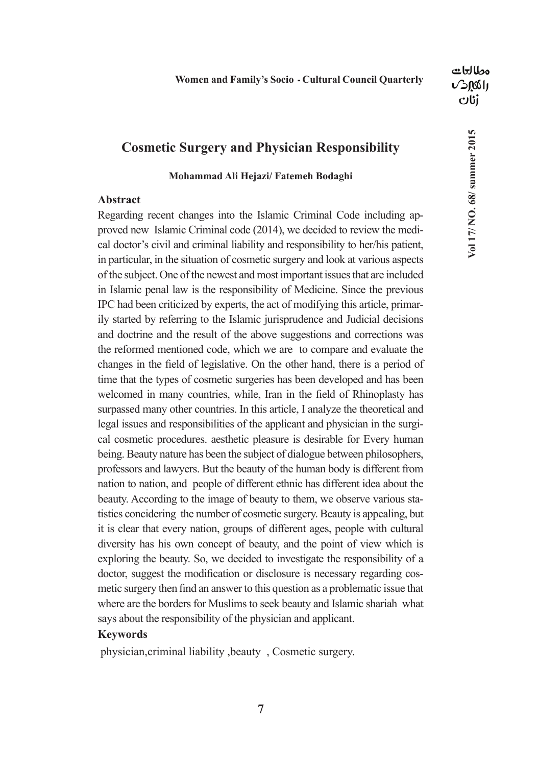# Cosmetic Surgery and Physician Responsibility

**Mohammad Ali Hejazi/ Fatemeh Bodaghi**

### Abstract

Regarding recent changes into the Islamic Criminal Code including approved new Islamic Criminal code (2014), we decided to review the medical doctor's civil and criminal liability and responsibility to her/his patient, in particular, in the situation of cosmetic surgery and look at various aspects of the subject. One of the newest and most important issues that are included in Islamic penal law is the responsibility of Medicine. Since the previous IPC had been criticized by experts, the act of modifying this article, primarily started by referring to the Islamic jurisprudence and Judicial decisions and doctrine and the result of the above suggestions and corrections was the reformed mentioned code, which we are to compare and evaluate the changes in the field of legislative. On the other hand, there is a period of time that the types of cosmetic surgeries has been developed and has been welcomed in many countries, while, Iran in the field of Rhinoplasty has surpassed many other countries. In this article, I analyze the theoretical and legal issues and responsibilities of the applicant and physician in the surgical cosmetic procedures. aesthetic pleasure is desirable for Every human being. Beauty nature has been the subject of dialogue between philosophers, professors and lawyers. But the beauty of the human body is different from nation to nation, and people of different ethnic has different idea about the beauty. According to the image of beauty to them, we observe various statistics concidering the number of cosmetic surgery. Beauty is appealing, but it is clear that every nation, groups of different ages, people with cultural diversity has his own concept of beauty, and the point of view which is exploring the beauty. So, we decided to investigate the responsibility of a doctor, suggest the modification or disclosure is necessary regarding cosmetic surgery then find an answer to this question as a problematic issue that where are the borders for Muslims to seek beauty and Islamic shariah what says about the responsibility of the physician and applicant.

### Keywords

physician,criminal liability ,beauty , Cosmetic surgery.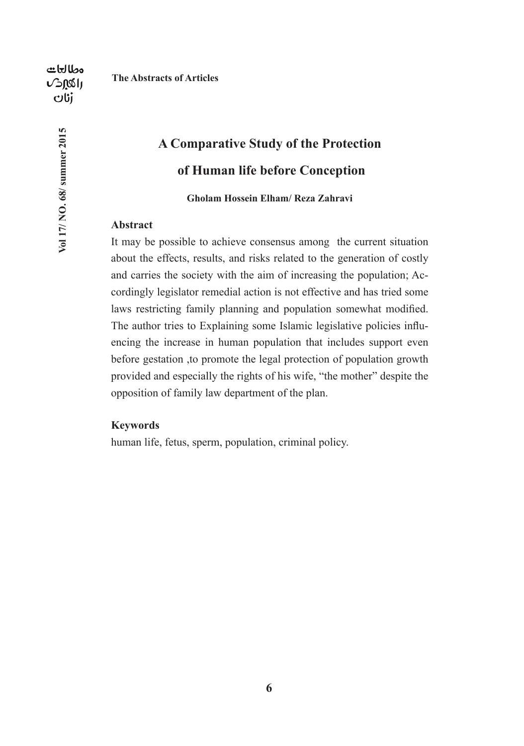# A Comparative Study of the Protection of Human life before Conception

**Gholam Hossein Elham/ Reza Zahravi**

## Abstract

It may be possible to achieve consensus among the current situation about the effects, results, and risks related to the generation of costly and carries the society with the aim of increasing the population; Accordingly legislator remedial action is not effective and has tried some laws restricting family planning and population somewhat modified. The author tries to Explaining some Islamic legislative policies influencing the increase in human population that includes support even before gestation ,to promote the legal protection of population growth provided and especially the rights of his wife, "the mother" despite the opposition of family law department of the plan.

## Keywords

human life, fetus, sperm, population, criminal policy.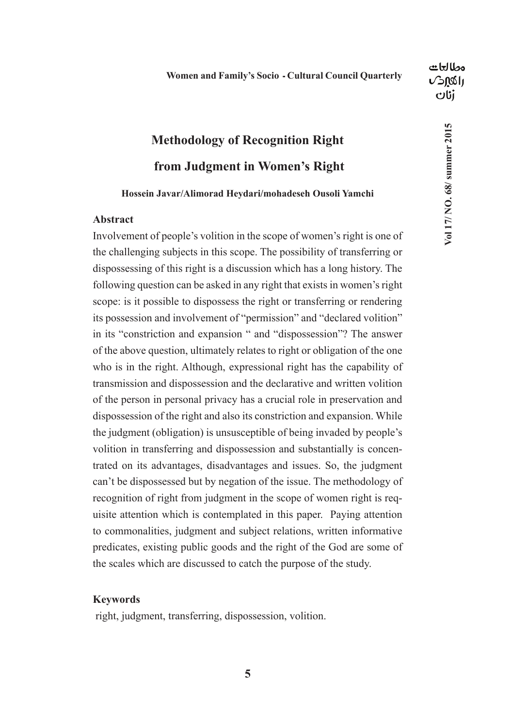# Methodology of Recognition Right from Judgment in Women's Right

**Hossein Javar/Alimorad Heydari/mohadeseh Ousoli Yamchi**

## Abstract

Involvement of people's volition in the scope of women's right is one of the challenging subjects in this scope. The possibility of transferring or dispossessing of this right is a discussion which has a long history. The following question can be asked in any right that exists in women's right scope: is it possible to dispossess the right or transferring or rendering its possession and involvement of "permission" and "declared volition" in its "constriction and expansion " and "dispossession"? The answer of the above question, ultimately relates to right or obligation of the one who is in the right. Although, expressional right has the capability of transmission and dispossession and the declarative and written volition of the person in personal privacy has a crucial role in preservation and dispossession of the right and also its constriction and expansion. While the judgment (obligation) is unsusceptible of being invaded by people's volition in transferring and dispossession and substantially is concentrated on its advantages, disadvantages and issues. So, the judgment can't be dispossessed but by negation of the issue. The methodology of recognition of right from judgment in the scope of women right is requisite attention which is contemplated in this paper. Paying attention to commonalities, judgment and subject relations, written informative predicates, existing public goods and the right of the God are some of the scales which are discussed to catch the purpose of the study.

## Keywords

right, judgment, transferring, dispossession, volition.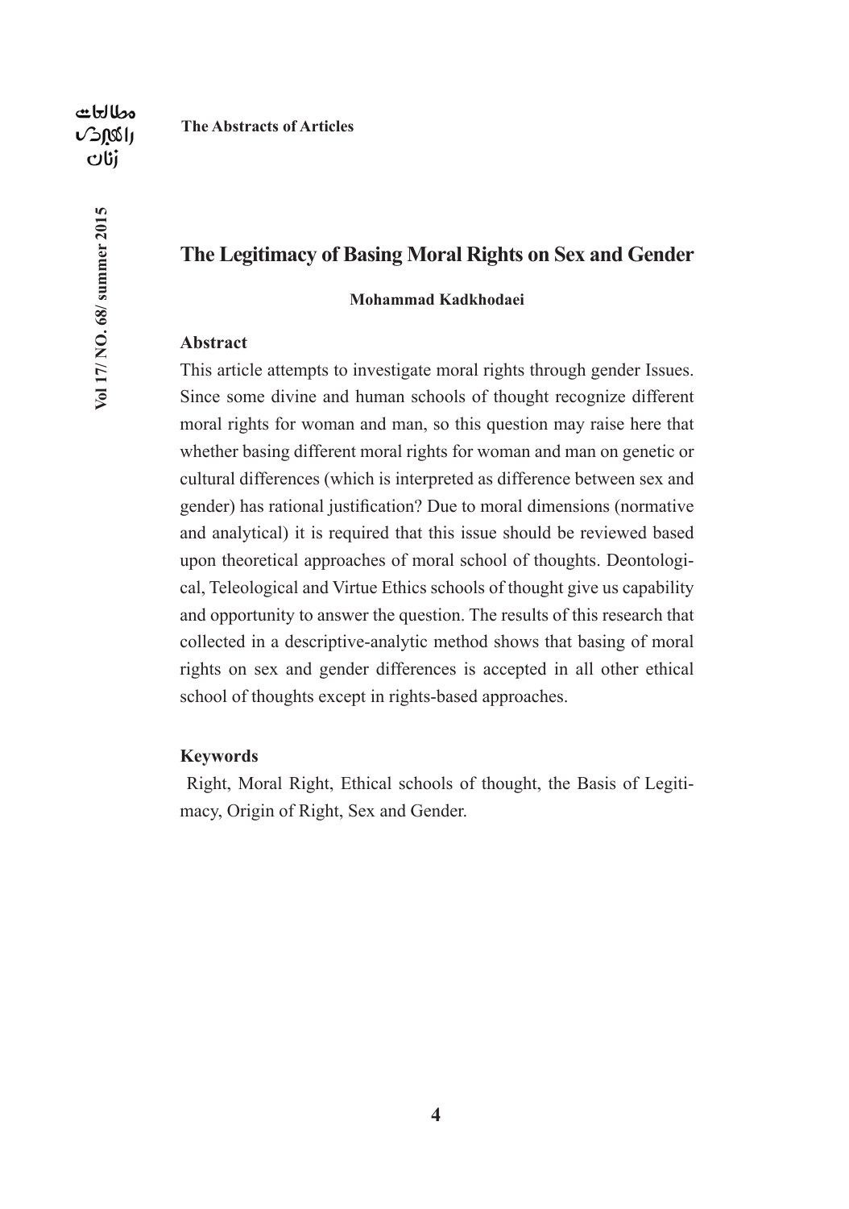# The Legitimacy of Basing Moral Rights on Sex and Gender

**Mohammad Kadkhodaei**

## Abstract

This article attempts to investigate moral rights through gender Issues. Since some divine and human schools of thought recognize different moral rights for woman and man, so this question may raise here that whether basing different moral rights for woman and man on genetic or cultural differences (which is interpreted as difference between sex and gender) has rational justification? Due to moral dimensions (normative and analytical) it is required that this issue should be reviewed based upon theoretical approaches of moral school of thoughts. Deontological, Teleological and Virtue Ethics schools of thought give us capability and opportunity to answer the question. The results of this research that collected in a descriptive-analytic method shows that basing of moral rights on sex and gender differences is accepted in all other ethical school of thoughts except in rights-based approaches.

## Keywords

Right, Moral Right, Ethical schools of thought, the Basis of Legitimacy, Origin of Right, Sex and Gender.